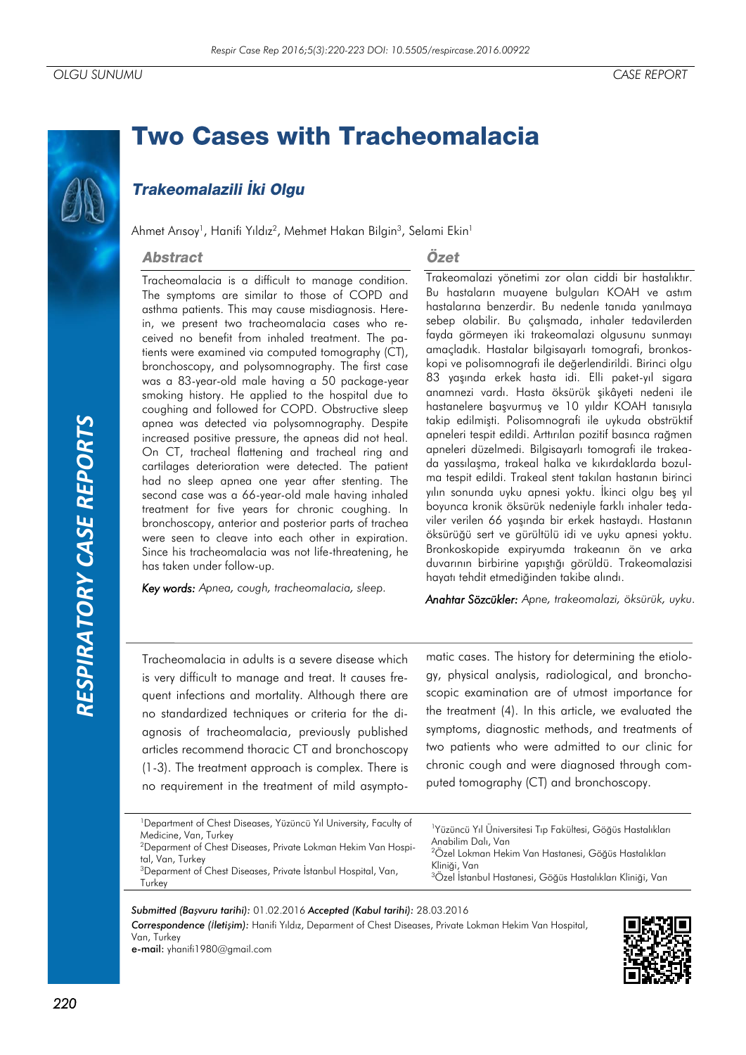OLGU SUNUMU | CASE REPORT

# Two Cases with Tracheomalacia

## *Trakeomalazili İki Olgu*

Ahmet Arısoy[1], Hanifi Yıldız[2], Mehmet Hakan Bilgin[3], Selami Ekin[1]

### Abstract

Tracheomalacia is a difficult to manage condition. The symptoms are similar to those of COPD and asthma patients. This may cause misdiagnosis. Herein, we present two tracheomalacia cases who received no benefit from inhaled treatment. The patients were examined via computed tomography (CT), bronchoscopy, and polysomnography. The first case was a 83-year-old male having a 50 package-year smoking history. He applied to the hospital due to coughing and followed for COPD. Obstructive sleep apnea was detected via polysomnography. Despite increased positive pressure, the apneas did not heal. On CT, tracheal flattening and tracheal ring and cartilages deterioration were detected. The patient had no sleep apnea one year after stenting. The second case was a 66-year-old male having inhaled treatment for five years for chronic coughing. In bronchoscopy, anterior and posterior parts of trachea were seen to cleave into each other in expiration. Since his tracheomalacia was not life-threatening, he has taken under follow-up.

***Key words:*** *Apnea, cough, tracheomalacia, sleep.*

### Özet

Trakeomalazi yönetimi zor olan ciddi bir hastalıktır. Bu hastaların muayene bulguları KOAH ve astım hastalarına benzerdir. Bu nedenle tanıda yanılmaya sebep olabilir. Bu çalışmada, inhaler tedavilerden fayda görmeyen iki trakeomalazi olgusunu sunmayı amaçladık. Hastalar bilgisayarlı tomografi, bronkoskopi ve polisomnografi ile değerlendirildi. Birinci olgu 83 yaşında erkek hasta idi. Elli paket-yıl sigara anamnezi vardı. Hasta öksürük şikâyeti nedeni ile hastanelere başvurmuş ve 10 yıldır KOAH tanısıyla takip edilmişti. Polisomnografi ile uykuda obstrüktif apneleri tespit edildi. Arttırılan pozitif basınca rağmen apneleri düzelmedi. Bilgisayarlı tomografi ile trakeada yassılaşma, trakeal halka ve kıkırdaklarda bozulma tespit edildi. Trakeal stent takılan hastanın birinci yılın sonunda uyku apnesi yoktu. İkinci olgu beş yıl boyunca kronik öksürük nedeniyle farklı inhaler tedaviler verilen 66 yaşında bir erkek hastaydı. Hastanın öksürüğü sert ve gürültülü idi ve uyku apnesi yoktu. Bronkoskopide expiryumda trakeanın ön ve arka duvarının birbirine yapıştığı görüldü. Trakeomalazisi hayatı tehdit etmediğinden takibe alındı.

***Anahtar Sözcükler:*** *Apne, trakeomalazi, öksürük, uyku.*

Tracheomalacia in adults is a severe disease which is very difficult to manage and treat. It causes frequent infections and mortality. Although there are no standardized techniques or criteria for the diagnosis of tracheomalacia, previously published articles recommend thoracic CT and bronchoscopy (1-3). The treatment approach is complex. There is no requirement in the treatment of mild asymptomatic cases. The history for determining the etiology, physical analysis, radiological, and bronchoscopic examination are of utmost importance for the treatment (4). In this article, we evaluated the symptoms, diagnostic methods, and treatments of two patients who were admitted to our clinic for chronic cough and were diagnosed through computed tomography (CT) and bronchoscopy.

[1]Department of Chest Diseases, Yüzüncü Yıl University, Faculty of Medicine, Van, Turkey
[2]Deparment of Chest Diseases, Private Lokman Hekim Van Hospital, Van, Turkey
[3]Deparment of Chest Diseases, Private İstanbul Hospital, Van, Turkey

[1]Yüzüncü Yıl Üniversitesi Tıp Fakültesi, Göğüs Hastalıkları Anabilim Dalı, Van
[2]Özel Lokman Hekim Van Hastanesi, Göğüs Hastalıkları Kliniği, Van
[3]Özel İstanbul Hastanesi, Göğüs Hastalıkları Kliniği, Van

***Submitted (Başvuru tarihi):*** 01.02.2016 ***Accepted (Kabul tarihi):*** 28.03.2016
***Correspondence (İletişim):*** Hanifi Yıldız, Deparment of Chest Diseases, Private Lokman Hekim Van Hospital, Van, Turkey
**e-mail:** yhanifi1980@gmail.com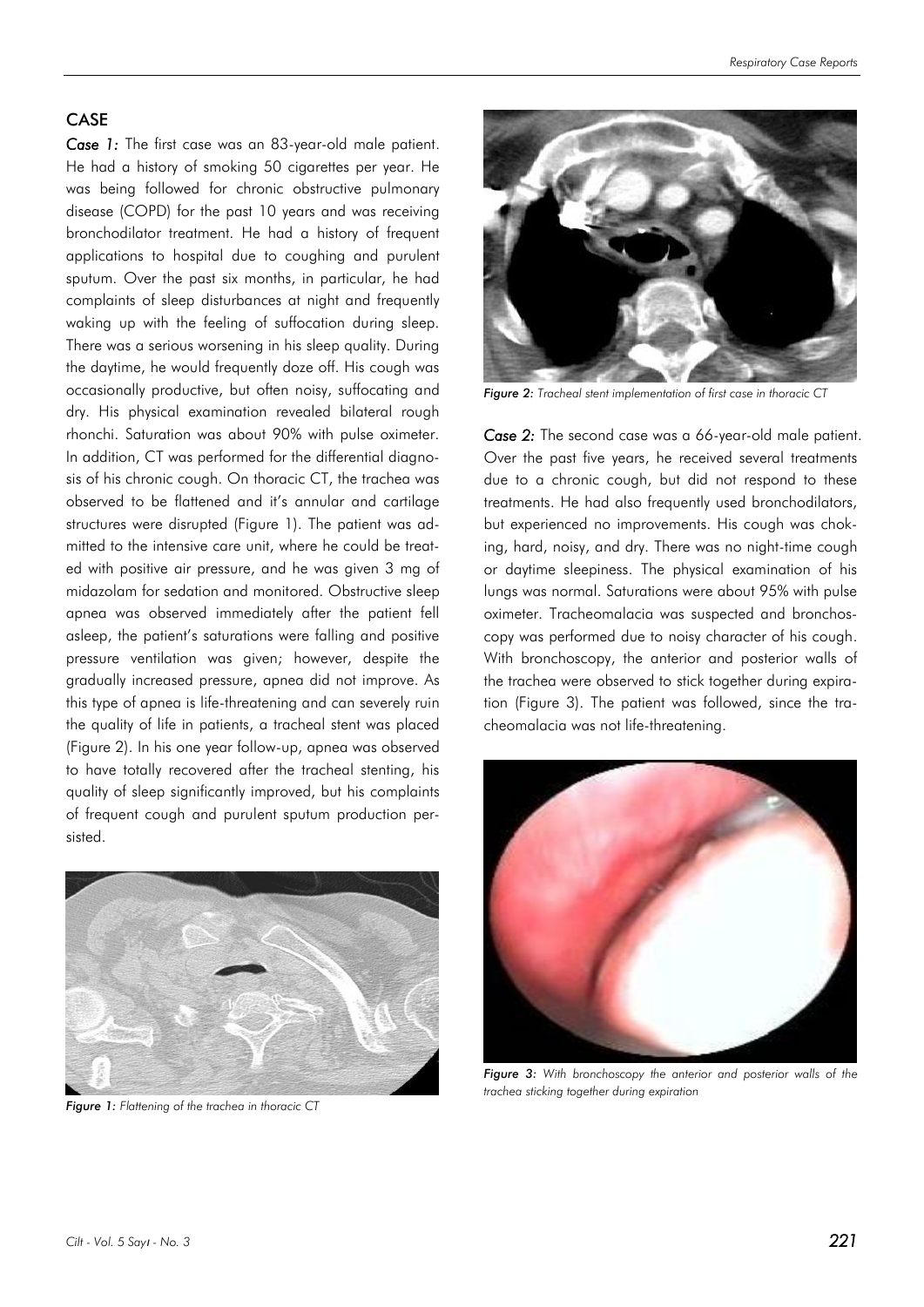## CASE

*Case 1:* The first case was an 83-year-old male patient. He had a history of smoking 50 cigarettes per year. He was being followed for chronic obstructive pulmonary disease (COPD) for the past 10 years and was receiving bronchodilator treatment. He had a history of frequent applications to hospital due to coughing and purulent sputum. Over the past six months, in particular, he had complaints of sleep disturbances at night and frequently waking up with the feeling of suffocation during sleep. There was a serious worsening in his sleep quality. During the daytime, he would frequently doze off. His cough was occasionally productive, but often noisy, suffocating and dry. His physical examination revealed bilateral rough rhonchi. Saturation was about 90% with pulse oximeter. In addition, CT was performed for the differential diagnosis of his chronic cough. On thoracic CT, the trachea was observed to be flattened and it's annular and cartilage structures were disrupted (Figure 1). The patient was admitted to the intensive care unit, where he could be treated with positive air pressure, and he was given 3 mg of midazolam for sedation and monitored. Obstructive sleep apnea was observed immediately after the patient fell asleep, the patient's saturations were falling and positive pressure ventilation was given; however, despite the gradually increased pressure, apnea did not improve. As this type of apnea is life-threatening and can severely ruin the quality of life in patients, a tracheal stent was placed (Figure 2). In his one year follow-up, apnea was observed to have totally recovered after the tracheal stenting, his quality of sleep significantly improved, but his complaints of frequent cough and purulent sputum production persisted.

*Figure 1: Flattening of the trachea in thoracic CT*

*Figure 2: Tracheal stent implementation of first case in thoracic CT*

*Case 2:* The second case was a 66-year-old male patient. Over the past five years, he received several treatments due to a chronic cough, but did not respond to these treatments. He had also frequently used bronchodilators, but experienced no improvements. His cough was choking, hard, noisy, and dry. There was no night-time cough or daytime sleepiness. The physical examination of his lungs was normal. Saturations were about 95% with pulse oximeter. Tracheomalacia was suspected and bronchoscopy was performed due to noisy character of his cough. With bronchoscopy, the anterior and posterior walls of the trachea were observed to stick together during expiration (Figure 3). The patient was followed, since the tracheomalacia was not life-threatening.

*Figure 3: With bronchoscopy the anterior and posterior walls of the trachea sticking together during expiration*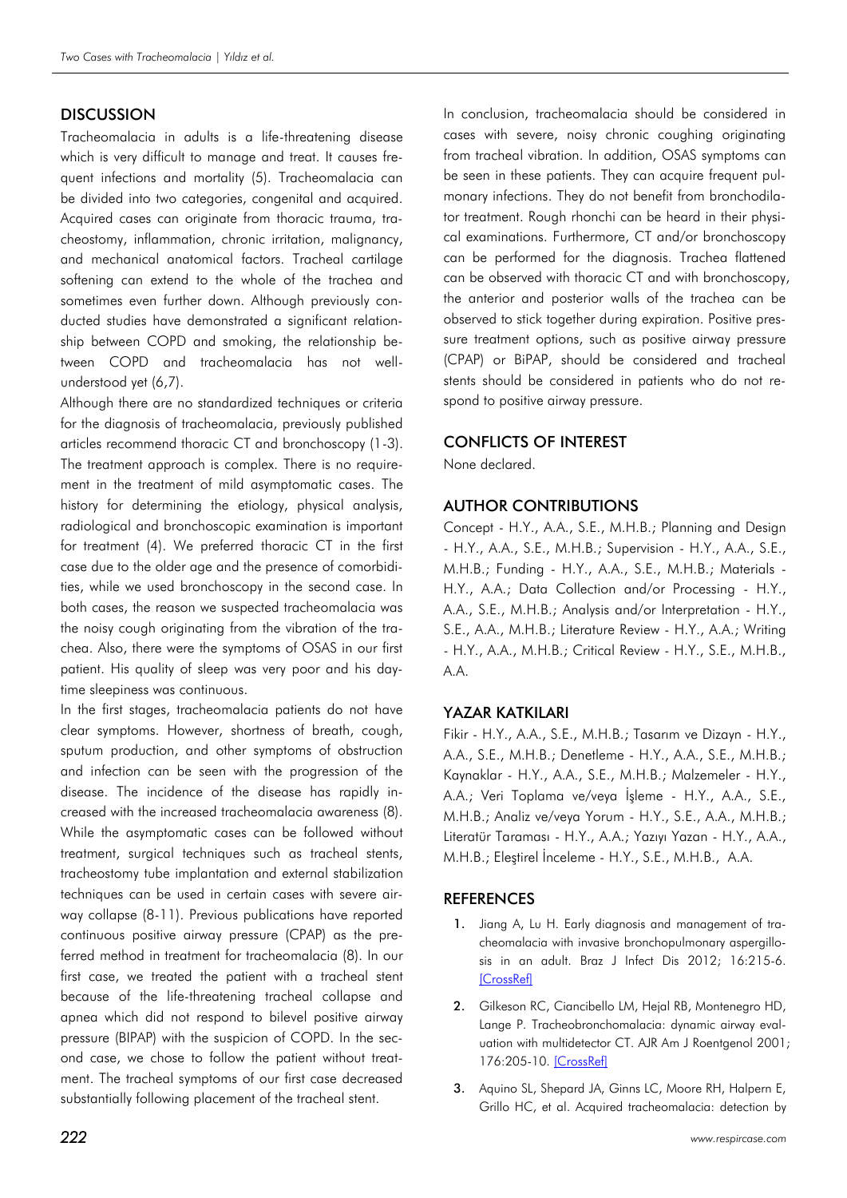## DISCUSSION

Tracheomalacia in adults is a life-threatening disease which is very difficult to manage and treat. It causes frequent infections and mortality (5). Tracheomalacia can be divided into two categories, congenital and acquired. Acquired cases can originate from thoracic trauma, tracheostomy, inflammation, chronic irritation, malignancy, and mechanical anatomical factors. Tracheal cartilage softening can extend to the whole of the trachea and sometimes even further down. Although previously conducted studies have demonstrated a significant relationship between COPD and smoking, the relationship between COPD and tracheomalacia has not well-understood yet (6,7).

Although there are no standardized techniques or criteria for the diagnosis of tracheomalacia, previously published articles recommend thoracic CT and bronchoscopy (1-3). The treatment approach is complex. There is no requirement in the treatment of mild asymptomatic cases. The history for determining the etiology, physical analysis, radiological and bronchoscopic examination is important for treatment (4). We preferred thoracic CT in the first case due to the older age and the presence of comorbidities, while we used bronchoscopy in the second case. In both cases, the reason we suspected tracheomalacia was the noisy cough originating from the vibration of the trachea. Also, there were the symptoms of OSAS in our first patient. His quality of sleep was very poor and his daytime sleepiness was continuous.

In the first stages, tracheomalacia patients do not have clear symptoms. However, shortness of breath, cough, sputum production, and other symptoms of obstruction and infection can be seen with the progression of the disease. The incidence of the disease has rapidly increased with the increased tracheomalacia awareness (8). While the asymptomatic cases can be followed without treatment, surgical techniques such as tracheal stents, tracheostomy tube implantation and external stabilization techniques can be used in certain cases with severe airway collapse (8-11). Previous publications have reported continuous positive airway pressure (CPAP) as the preferred method in treatment for tracheomalacia (8). In our first case, we treated the patient with a tracheal stent because of the life-threatening tracheal collapse and apnea which did not respond to bilevel positive airway pressure (BIPAP) with the suspicion of COPD. In the second case, we chose to follow the patient without treatment. The tracheal symptoms of our first case decreased substantially following placement of the tracheal stent.

In conclusion, tracheomalacia should be considered in cases with severe, noisy chronic coughing originating from tracheal vibration. In addition, OSAS symptoms can be seen in these patients. They can acquire frequent pulmonary infections. They do not benefit from bronchodilator treatment. Rough rhonchi can be heard in their physical examinations. Furthermore, CT and/or bronchoscopy can be performed for the diagnosis. Trachea flattened can be observed with thoracic CT and with bronchoscopy, the anterior and posterior walls of the trachea can be observed to stick together during expiration. Positive pressure treatment options, such as positive airway pressure (CPAP) or BiPAP, should be considered and tracheal stents should be considered in patients who do not respond to positive airway pressure.

## CONFLICTS OF INTEREST

None declared.

## AUTHOR CONTRIBUTIONS

Concept - H.Y., A.A., S.E., M.H.B.; Planning and Design - H.Y., A.A., S.E., M.H.B.; Supervision - H.Y., A.A., S.E., M.H.B.; Funding - H.Y., A.A., S.E., M.H.B.; Materials - H.Y., A.A.; Data Collection and/or Processing - H.Y., A.A., S.E., M.H.B.; Analysis and/or Interpretation - H.Y., S.E., A.A., M.H.B.; Literature Review - H.Y., A.A.; Writing - H.Y., A.A., M.H.B.; Critical Review - H.Y., S.E., M.H.B., A.A.

## YAZAR KATKILARI

Fikir - H.Y., A.A., S.E., M.H.B.; Tasarım ve Dizayn - H.Y., A.A., S.E., M.H.B.; Denetleme - H.Y., A.A., S.E., M.H.B.; Kaynaklar - H.Y., A.A., S.E., M.H.B.; Malzemeler - H.Y., A.A.; Veri Toplama ve/veya İşleme - H.Y., A.A., S.E., M.H.B.; Analiz ve/veya Yorum - H.Y., S.E., A.A., M.H.B.; Literatür Taraması - H.Y., A.A.; Yazıyı Yazan - H.Y., A.A., M.H.B.; Eleştirel İnceleme - H.Y., S.E., M.H.B., A.A.

## REFERENCES

1. Jiang A, Lu H. Early diagnosis and management of tracheomalacia with invasive bronchopulmonary aspergillosis in an adult. Braz J Infect Dis 2012; 16:215-6. [CrossRef]
2. Gilkeson RC, Ciancibello LM, Hejal RB, Montenegro HD, Lange P. Tracheobronchomalacia: dynamic airway evaluation with multidetector CT. AJR Am J Roentgenol 2001; 176:205-10. [CrossRef]
3. Aquino SL, Shepard JA, Ginns LC, Moore RH, Halpern E, Grillo HC, et al. Acquired tracheomalacia: detection by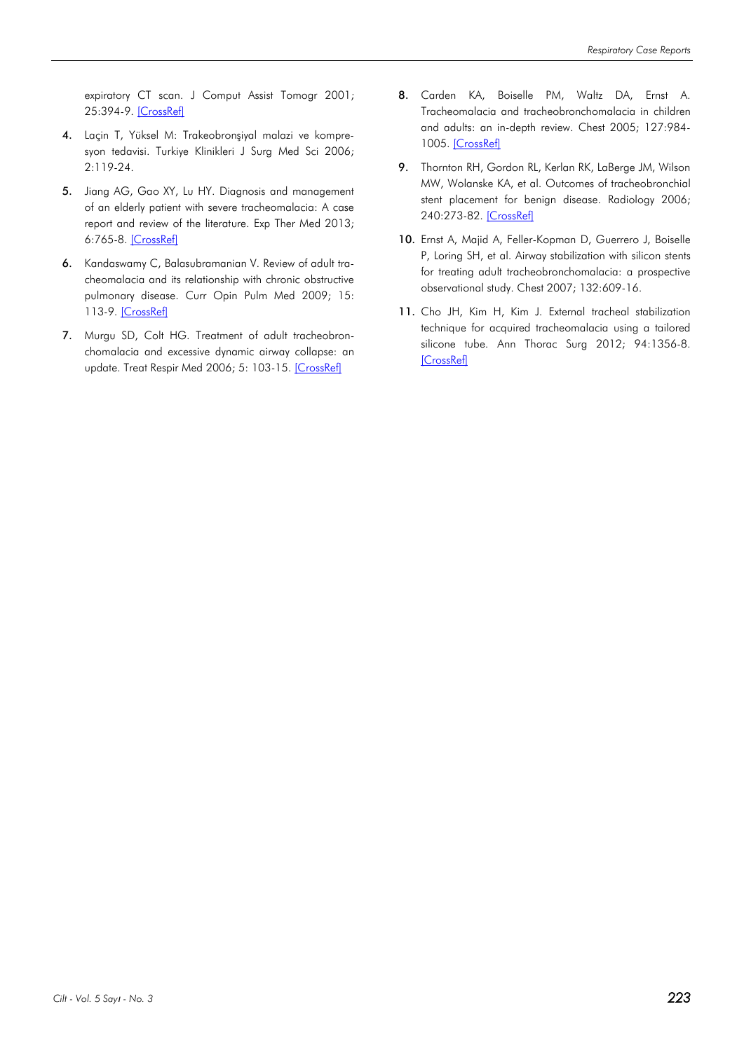expiratory CT scan. J Comput Assist Tomogr 2001; 25:394-9. [CrossRef]

4. Laçin T, Yüksel M: Trakeobronşiyal malazi ve kompresyon tedavisi. Turkiye Klinikleri J Surg Med Sci 2006; 2:119-24.

5. Jiang AG, Gao XY, Lu HY. Diagnosis and management of an elderly patient with severe tracheomalacia: A case report and review of the literature. Exp Ther Med 2013; 6:765-8. [CrossRef]

6. Kandaswamy C, Balasubramanian V. Review of adult tracheomalacia and its relationship with chronic obstructive pulmonary disease. Curr Opin Pulm Med 2009; 15: 113-9. [CrossRef]

7. Murgu SD, Colt HG. Treatment of adult tracheobronchomalacia and excessive dynamic airway collapse: an update. Treat Respir Med 2006; 5: 103-15. [CrossRef]

8. Carden KA, Boiselle PM, Waltz DA, Ernst A. Tracheomalacia and tracheobronchomalacia in children and adults: an in-depth review. Chest 2005; 127:984-1005. [CrossRef]

9. Thornton RH, Gordon RL, Kerlan RK, LaBerge JM, Wilson MW, Wolanske KA, et al. Outcomes of tracheobronchial stent placement for benign disease. Radiology 2006; 240:273-82. [CrossRef]

10. Ernst A, Majid A, Feller-Kopman D, Guerrero J, Boiselle P, Loring SH, et al. Airway stabilization with silicon stents for treating adult tracheobronchomalacia: a prospective observational study. Chest 2007; 132:609-16.

11. Cho JH, Kim H, Kim J. External tracheal stabilization technique for acquired tracheomalacia using a tailored silicone tube. Ann Thorac Surg 2012; 94:1356-8. [CrossRef]